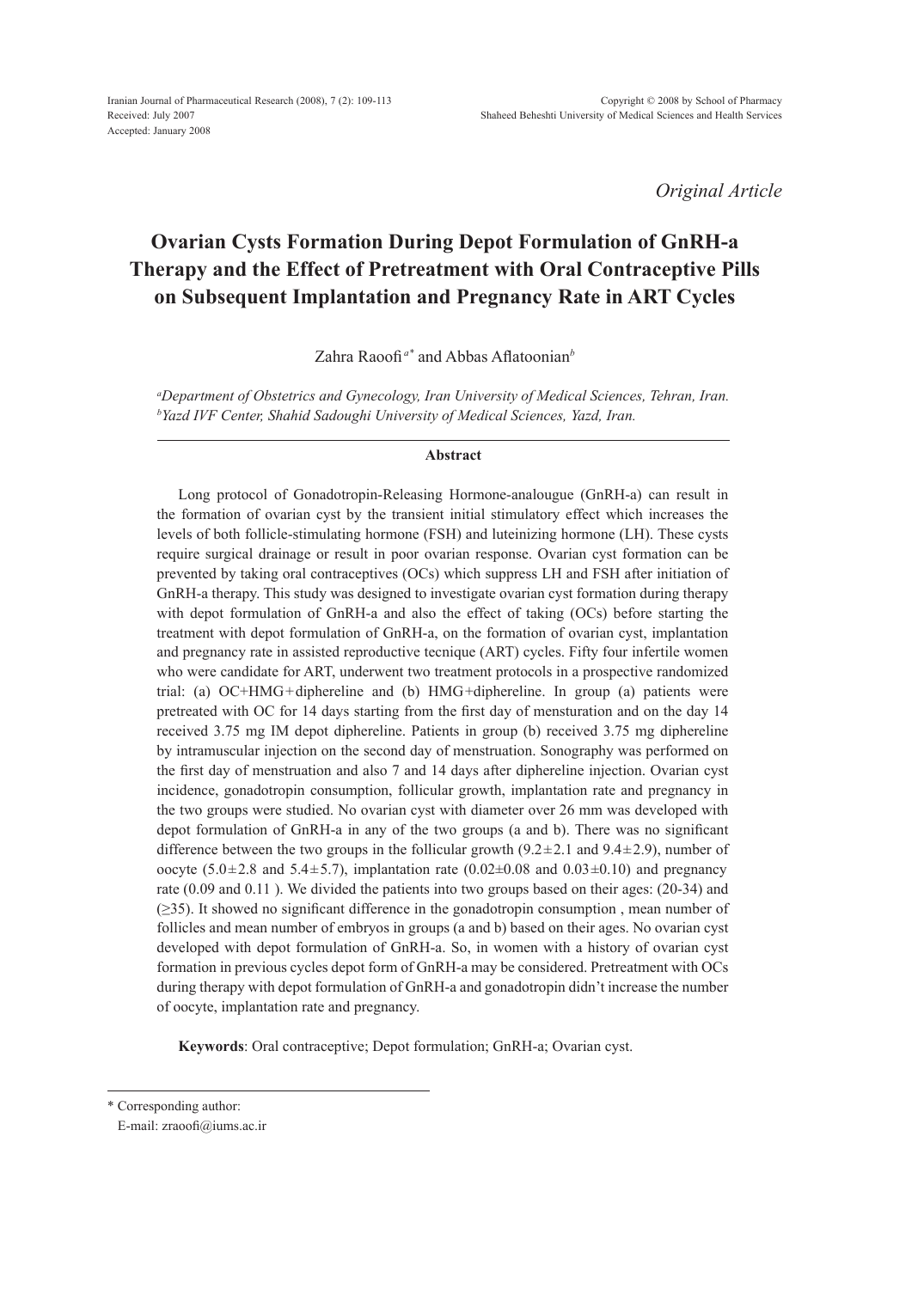Received: July 2007
Accepted: January 2008

*Original Article*

# Ovarian Cysts Formation During Depot Formulation of GnRH-a Therapy and the Effect of Pretreatment with Oral Contraceptive Pills on Subsequent Implantation and Pregnancy Rate in ART Cycles

Zahra Raoofi[a*] and Abbas Aflatoonian[b]

[a]*Department of Obstetrics and Gynecology, Iran University of Medical Sciences, Tehran, Iran.*
[b]*Yazd IVF Center, Shahid Sadoughi University of Medical Sciences, Yazd, Iran.*

## Abstract

Long protocol of Gonadotropin-Releasing Hormone-analougue (GnRH-a) can result in the formation of ovarian cyst by the transient initial stimulatory effect which increases the levels of both follicle-stimulating hormone (FSH) and luteinizing hormone (LH). These cysts require surgical drainage or result in poor ovarian response. Ovarian cyst formation can be prevented by taking oral contraceptives (OCs) which suppress LH and FSH after initiation of GnRH-a therapy. This study was designed to investigate ovarian cyst formation during therapy with depot formulation of GnRH-a and also the effect of taking (OCs) before starting the treatment with depot formulation of GnRH-a, on the formation of ovarian cyst, implantation and pregnancy rate in assisted reproductive tecnique (ART) cycles. Fifty four infertile women who were candidate for ART, underwent two treatment protocols in a prospective randomized trial: (a) OC+HMG+diphereline and (b) HMG+diphereline. In group (a) patients were pretreated with OC for 14 days starting from the first day of mensturation and on the day 14 received 3.75 mg IM depot diphereline. Patients in group (b) received 3.75 mg diphereline by intramuscular injection on the second day of menstruation. Sonography was performed on the first day of menstruation and also 7 and 14 days after diphereline injection. Ovarian cyst incidence, gonadotropin consumption, follicular growth, implantation rate and pregnancy in the two groups were studied. No ovarian cyst with diameter over 26 mm was developed with depot formulation of GnRH-a in any of the two groups (a and b). There was no significant difference between the two groups in the follicular growth ($9.2 \pm 2.1$ and $9.4 \pm 2.9$), number of oocyte ($5.0 \pm 2.8$ and $5.4 \pm 5.7$), implantation rate ($0.02 \pm 0.08$ and $0.03 \pm 0.10$) and pregnancy rate (0.09 and 0.11 ). We divided the patients into two groups based on their ages: (20-34) and ($\geq$35). It showed no significant difference in the gonadotropin consumption , mean number of follicles and mean number of embryos in groups (a and b) based on their ages. No ovarian cyst developed with depot formulation of GnRH-a. So, in women with a history of ovarian cyst formation in previous cycles depot form of GnRH-a may be considered. Pretreatment with OCs during therapy with depot formulation of GnRH-a and gonadotropin didn't increase the number of oocyte, implantation rate and pregnancy.

**Keywords**: Oral contraceptive; Depot formulation; GnRH-a; Ovarian cyst.

* Corresponding author:
E-mail: zraoofi@iums.ac.ir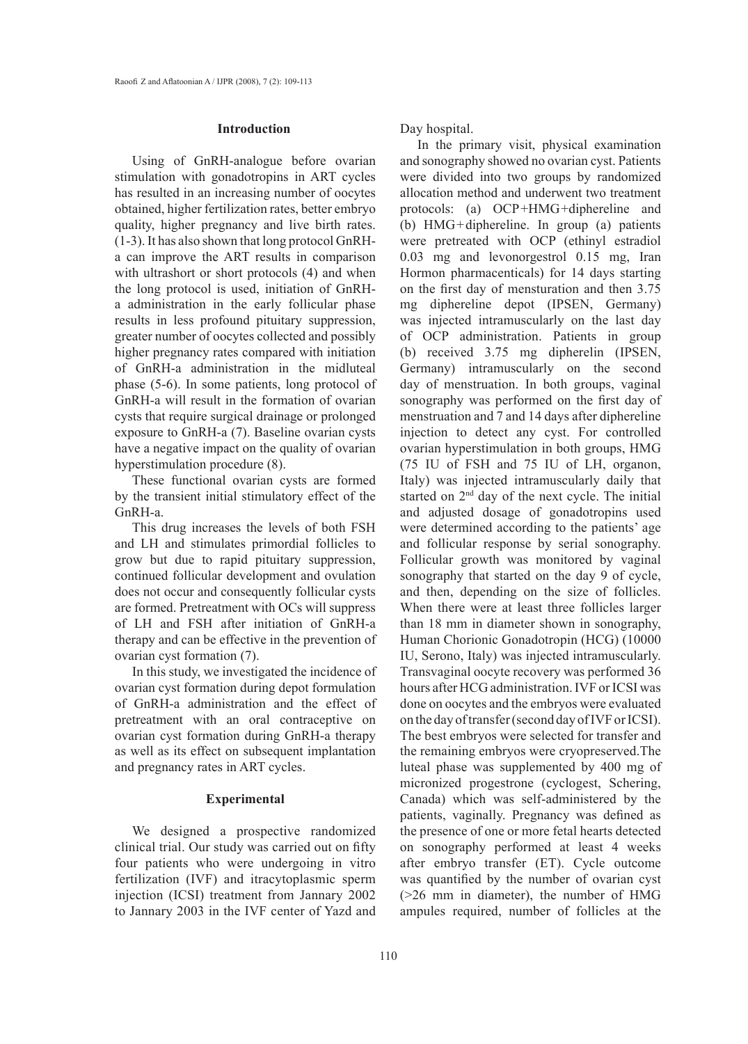## Introduction

Using of GnRH-analogue before ovarian stimulation with gonadotropins in ART cycles has resulted in an increasing number of oocytes obtained, higher fertilization rates, better embryo quality, higher pregnancy and live birth rates. (1-3). It has also shown that long protocol GnRH-a can improve the ART results in comparison with ultrashort or short protocols (4) and when the long protocol is used, initiation of GnRH-a administration in the early follicular phase results in less profound pituitary suppression, greater number of oocytes collected and possibly higher pregnancy rates compared with initiation of GnRH-a administration in the midluteal phase (5-6). In some patients, long protocol of GnRH-a will result in the formation of ovarian cysts that require surgical drainage or prolonged exposure to GnRH-a (7). Baseline ovarian cysts have a negative impact on the quality of ovarian hyperstimulation procedure (8).

These functional ovarian cysts are formed by the transient initial stimulatory effect of the GnRH-a.

This drug increases the levels of both FSH and LH and stimulates primordial follicles to grow but due to rapid pituitary suppression, continued follicular development and ovulation does not occur and consequently follicular cysts are formed. Pretreatment with OCs will suppress of LH and FSH after initiation of GnRH-a therapy and can be effective in the prevention of ovarian cyst formation (7).

In this study, we investigated the incidence of ovarian cyst formation during depot formulation of GnRH-a administration and the effect of pretreatment with an oral contraceptive on ovarian cyst formation during GnRH-a therapy as well as its effect on subsequent implantation and pregnancy rates in ART cycles.

## Experimental

We designed a prospective randomized clinical trial. Our study was carried out on fifty four patients who were undergoing in vitro fertilization (IVF) and itracytoplasmic sperm injection (ICSI) treatment from Jannary 2002 to Jannary 2003 in the IVF center of Yazd and Day hospital.

In the primary visit, physical examination and sonography showed no ovarian cyst. Patients were divided into two groups by randomized allocation method and underwent two treatment protocols: (a) OCP+HMG+diphereline and (b) HMG+diphereline. In group (a) patients were pretreated with OCP (ethinyl estradiol 0.03 mg and levonorgestrol 0.15 mg, Iran Hormon pharmacenticals) for 14 days starting on the first day of mensturation and then 3.75 mg diphereline depot (IPSEN, Germany) was injected intramuscularly on the last day of OCP administration. Patients in group (b) received 3.75 mg dipherelin (IPSEN, Germany) intramuscularly on the second day of menstruation. In both groups, vaginal sonography was performed on the first day of menstruation and 7 and 14 days after diphereline injection to detect any cyst. For controlled ovarian hyperstimulation in both groups, HMG (75 IU of FSH and 75 IU of LH, organon, Italy) was injected intramuscularly daily that started on 2[nd] day of the next cycle. The initial and adjusted dosage of gonadotropins used were determined according to the patients' age and follicular response by serial sonography. Follicular growth was monitored by vaginal sonography that started on the day 9 of cycle, and then, depending on the size of follicles. When there were at least three follicles larger than 18 mm in diameter shown in sonography, Human Chorionic Gonadotropin (HCG) (10000 IU, Serono, Italy) was injected intramuscularly. Transvaginal oocyte recovery was performed 36 hours after HCG administration. IVF or ICSI was done on oocytes and the embryos were evaluated on the day of transfer (second day of IVF or ICSI). The best embryos were selected for transfer and the remaining embryos were cryopreserved.The luteal phase was supplemented by 400 mg of micronized progestrone (cyclogest, Schering, Canada) which was self-administered by the patients, vaginally. Pregnancy was defined as the presence of one or more fetal hearts detected on sonography performed at least 4 weeks after embryo transfer (ET). Cycle outcome was quantified by the number of ovarian cyst (>26 mm in diameter), the number of HMG ampules required, number of follicles at the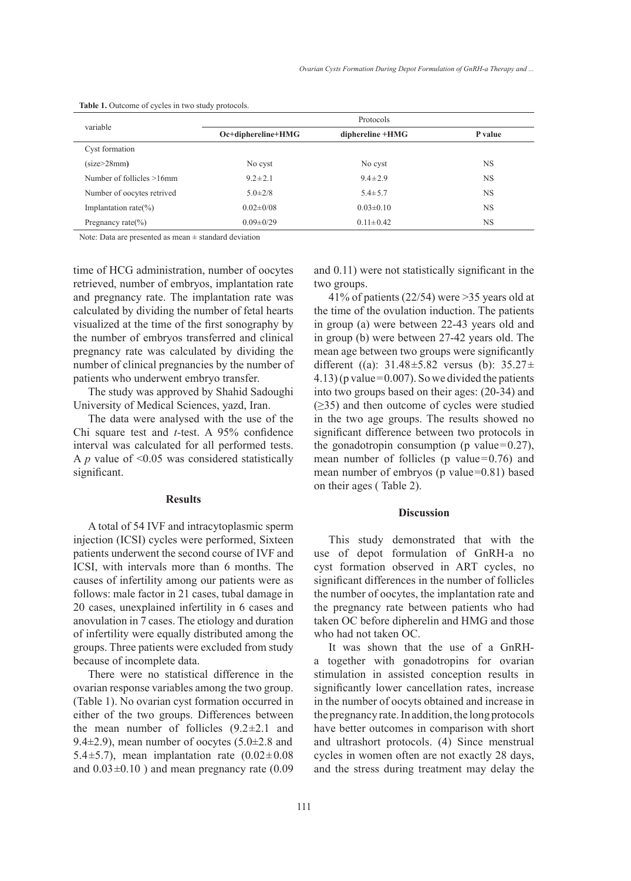**Table 1.** Outcome of cycles in two study protocols.

| variable | Protocols | | |
|---|---|---|---|
| | **Oc+diphereline+HMG** | **diphereline +HMG** | **P value** |
| Cyst formation | | | |
| (size>28mm**)** | No cyst | No cyst | NS |
| Number of follicles >16mm | 9.2±2.1 | 9.4±2.9 | NS |
| Number of oocytes retrived | 5.0±2/8 | 5.4±5.7 | NS |
| Implantation rate(%) | 0.02±0/08 | 0.03±0.10 | NS |
| Pregnancy rate(%) | 0.09±0/29 | 0.11±0.42 | NS |

Note: Data are presented as mean ± standard deviation

time of HCG administration, number of oocytes retrieved, number of embryos, implantation rate and pregnancy rate. The implantation rate was calculated by dividing the number of fetal hearts visualized at the time of the first sonography by the number of embryos transferred and clinical pregnancy rate was calculated by dividing the number of clinical pregnancies by the number of patients who underwent embryo transfer.

The study was approved by Shahid Sadoughi University of Medical Sciences, yazd, Iran.

The data were analysed with the use of the Chi square test and *t*-test. A 95% confidence interval was calculated for all performed tests. A $p$ value of $<0.05$ was considered statistically significant.

## Results

A total of 54 IVF and intracytoplasmic sperm injection (ICSI) cycles were performed, Sixteen patients underwent the second course of IVF and ICSI, with intervals more than 6 months. The causes of infertility among our patients were as follows: male factor in 21 cases, tubal damage in 20 cases, unexplained infertility in 6 cases and anovulation in 7 cases. The etiology and duration of infertility were equally distributed among the groups. Three patients were excluded from study because of incomplete data.

There were no statistical difference in the ovarian response variables among the two group. (Table 1). No ovarian cyst formation occurred in either of the two groups. Differences between the mean number of follicles (9.2±2.1 and 9.4±2.9), mean number of oocytes (5.0±2.8 and 5.4±5.7), mean implantation rate (0.02±0.08 and 0.03±0.10 ) and mean pregnancy rate (0.09 and 0.11) were not statistically significant in the two groups.

41% of patients (22/54) were >35 years old at the time of the ovulation induction. The patients in group (a) were between 22-43 years old and in group (b) were between 27-42 years old. The mean age between two groups were significantly different ((a): 31.48±5.82 versus (b): 35.27± 4.13) (p value=0.007). So we divided the patients into two groups based on their ages: (20-34) and (≥35) and then outcome of cycles were studied in the two age groups. The results showed no significant difference between two protocols in the gonadotropin consumption (p value=0.27), mean number of follicles (p value=0.76) and mean number of embryos (p value=0.81) based on their ages ( Table 2).

## Discussion

This study demonstrated that with the use of depot formulation of GnRH-a no cyst formation observed in ART cycles, no significant differences in the number of follicles the number of oocytes, the implantation rate and the pregnancy rate between patients who had taken OC before dipherelin and HMG and those who had not taken OC.

It was shown that the use of a GnRH-a together with gonadotropins for ovarian stimulation in assisted conception results in significantly lower cancellation rates, increase in the number of oocyts obtained and increase in the pregnancy rate. In addition, the long protocols have better outcomes in comparison with short and ultrashort protocols. (4) Since menstrual cycles in women often are not exactly 28 days, and the stress during treatment may delay the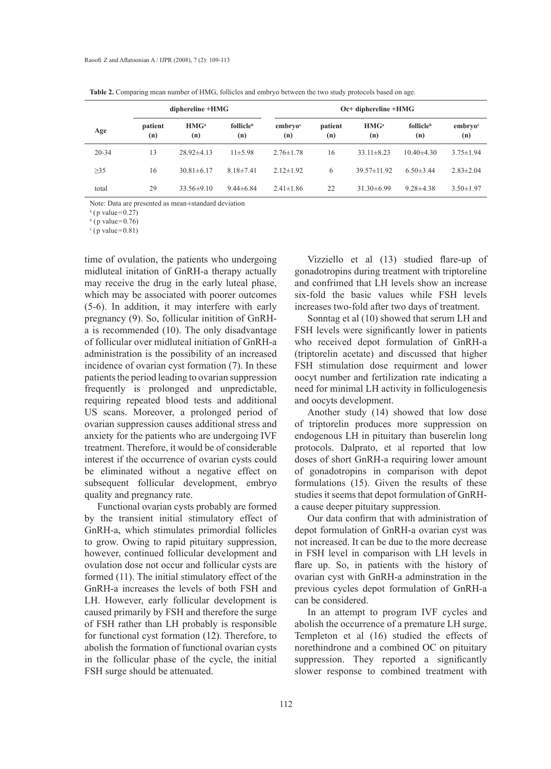**Table 2.** Comparing mean number of HMG, follicles and embryo between the two study protocols based on age.

| Age | diphereline +HMG | | | | Oc+ diphereline +HMG | | | |
|---|---|---|---|---|---|---|---|---|
| | patient (n) | HMG[a] (n) | follicle[b] (n) | embryo[c] (n) | patient (n) | HMG[a] (n) | follicle[b] (n) | embryo[c] (n) |
| 20-34 | 13 | 28.92±4.13 | 11±5.98 | 2.76±1.78 | 16 | 33.11±8.23 | 10.40±4.30 | 3.75±1.94 |
| ≥35 | 16 | 30.81±6.17 | 8.18±7.41 | 2.12±1.92 | 6 | 39.57±11.92 | 6.50±3.44 | 2.83±2.04 |
| total | 29 | 33.56±9.10 | 9.44±6.84 | 2.41±1.86 | 22 | 31.30±6.99 | 9.28±4.38 | 3.50±1.97 |

Note: Data are presented as mean±standard deviation

[a] (p value=0.27)

[b] (p value=0.76)

[c] (p value=0.81)

time of ovulation, the patients who undergoing midluteal initation of GnRH-a therapy actually may receive the drug in the early luteal phase, which may be associated with poorer outcomes (5-6). In addition, it may interfere with early pregnancy (9). So, follicular initition of GnRH-a is recommended (10). The only disadvantage of follicular over midluteal initiation of GnRH-a administration is the possibility of an increased incidence of ovarian cyst formation (7). In these patients the period leading to ovarian suppression frequently is prolonged and unpredictable, requiring repeated blood tests and additional US scans. Moreover, a prolonged period of ovarian suppression causes additional stress and anxiety for the patients who are undergoing IVF treatment. Therefore, it would be of considerable interest if the occurrence of ovarian cysts could be eliminated without a negative effect on subsequent follicular development, embryo quality and pregnancy rate.

Functional ovarian cysts probably are formed by the transient initial stimulatory effect of GnRH-a, which stimulates primordial follicles to grow. Owing to rapid pituitary suppression, however, continued follicular development and ovulation dose not occur and follicular cysts are formed (11). The initial stimulatory effect of the GnRH-a increases the levels of both FSH and LH. However, early follicular development is caused primarily by FSH and therefore the surge of FSH rather than LH probably is responsible for functional cyst formation (12). Therefore, to abolish the formation of functional ovarian cysts in the follicular phase of the cycle, the initial FSH surge should be attenuated.

Vizziello et al (13) studied flare-up of gonadotropins during treatment with triptoreline and confirmed that LH levels show an increase six-fold the basic values while FSH levels increases two-fold after two days of treatment.

Sonntag et al (10) showed that serum LH and FSH levels were significantly lower in patients who received depot formulation of GnRH-a (triptorelin acetate) and discussed that higher FSH stimulation dose requirment and lower oocyt number and fertilization rate indicating a need for minimal LH activity in folliculogenesis and oocyts development.

Another study (14) showed that low dose of triptorelin produces more suppression on endogenous LH in pituitary than buserelin long protocols. Dalprato, et al reported that low doses of short GnRH-a requiring lower amount of gonadotropins in comparison with depot formulations (15). Given the results of these studies it seems that depot formulation of GnRH-a cause deeper pituitary suppression.

Our data confirm that with administration of depot formulation of GnRH-a ovarian cyst was not increased. It can be due to the more decrease in FSH level in comparison with LH levels in flare up. So, in patients with the history of ovarian cyst with GnRH-a adminstration in the previous cycles depot formulation of GnRH-a can be considered.

In an attempt to program IVF cycles and abolish the occurrence of a premature LH surge, Templeton et al (16) studied the effects of norethindrone and a combined OC on pituitary suppression. They reported a significantly slower response to combined treatment with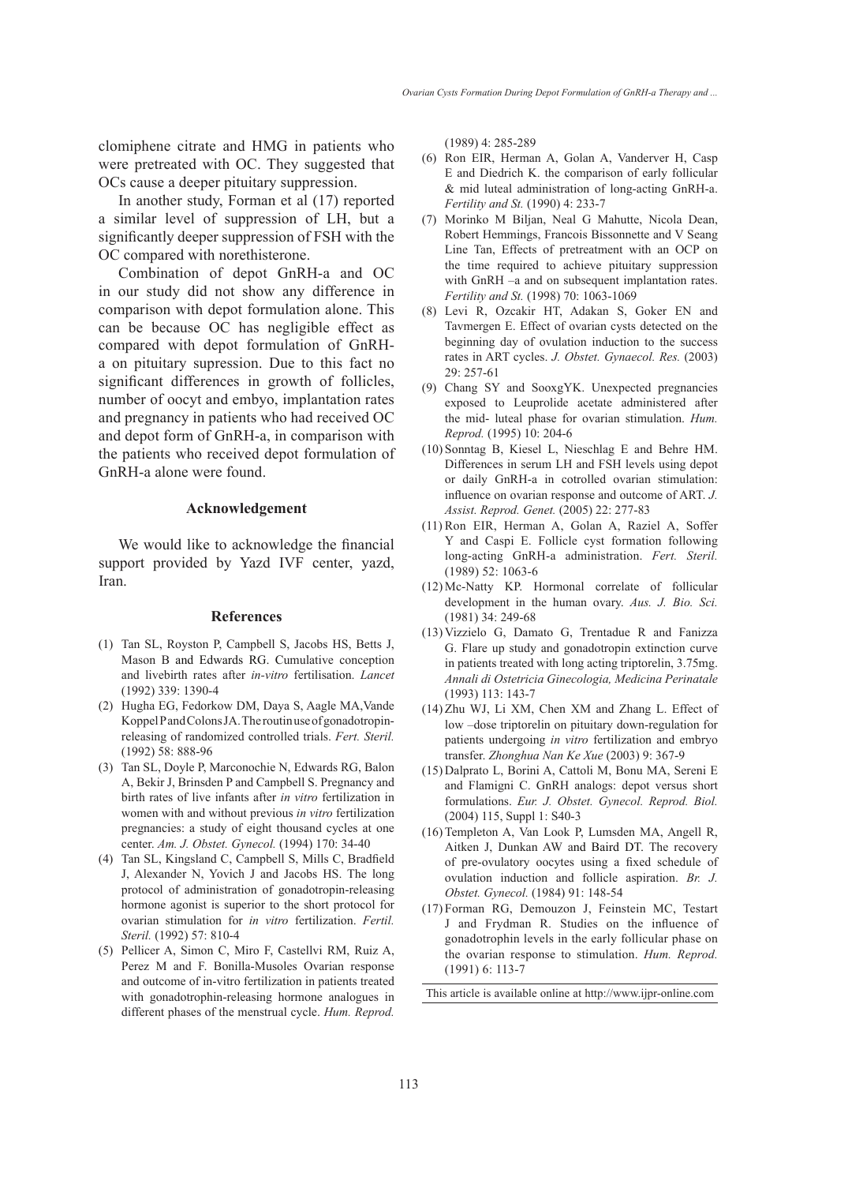clomiphene citrate and HMG in patients who were pretreated with OC. They suggested that OCs cause a deeper pituitary suppression.

In another study, Forman et al (17) reported a similar level of suppression of LH, but a significantly deeper suppression of FSH with the OC compared with norethisterone.

Combination of depot GnRH-a and OC in our study did not show any difference in comparison with depot formulation alone. This can be because OC has negligible effect as compared with depot formulation of GnRH-a on pituitary supression. Due to this fact no significant differences in growth of follicles, number of oocyt and embyo, implantation rates and pregnancy in patients who had received OC and depot form of GnRH-a, in comparison with the patients who received depot formulation of GnRH-a alone were found.

## Acknowledgement

We would like to acknowledge the financial support provided by Yazd IVF center, yazd, Iran.

## References

(1) Tan SL, Royston P, Campbell S, Jacobs HS, Betts J, Mason B and Edwards RG. Cumulative conception and livebirth rates after *in-vitro* fertilisation. *Lancet* (1992) 339: 1390-4

(2) Hugha EG, Fedorkow DM, Daya S, Aagle MA,Vande Koppel P and Colons JA. The routin use of gonadotropin-releasing of randomized controlled trials. *Fert. Steril.* (1992) 58: 888-96

(3) Tan SL, Doyle P, Marconochie N, Edwards RG, Balon A, Bekir J, Brinsden P and Campbell S. Pregnancy and birth rates of live infants after *in vitro* fertilization in women with and without previous *in vitro* fertilization pregnancies: a study of eight thousand cycles at one center. *Am. J. Obstet. Gynecol.* (1994) 170: 34-40

(4) Tan SL, Kingsland C, Campbell S, Mills C, Bradfield J, Alexander N, Yovich J and Jacobs HS. The long protocol of administration of gonadotropin-releasing hormone agonist is superior to the short protocol for ovarian stimulation for *in vitro* fertilization. *Fertil. Steril.* (1992) 57: 810-4

(5) Pellicer A, Simon C, Miro F, Castellvi RM, Ruiz A, Perez M and F. Bonilla-Musoles Ovarian response and outcome of in-vitro fertilization in patients treated with gonadotrophin-releasing hormone analogues in different phases of the menstrual cycle. *Hum. Reprod.* (1989) 4: 285-289

(6) Ron EIR, Herman A, Golan A, Vanderver H, Casp E and Diedrich K. the comparison of early follicular & mid luteal administration of long-acting GnRH-a. *Fertility and St.* (1990) 4: 233-7

(7) Morinko M Biljan, Neal G Mahutte, Nicola Dean, Robert Hemmings, Francois Bissonnette and V Seang Line Tan, Effects of pretreatment with an OCP on the time required to achieve pituitary suppression with GnRH –a and on subsequent implantation rates. *Fertility and St.* (1998) 70: 1063-1069

(8) Levi R, Ozcakir HT, Adakan S, Goker EN and Tavmergen E. Effect of ovarian cysts detected on the beginning day of ovulation induction to the success rates in ART cycles. *J. Obstet. Gynaecol. Res.* (2003) 29: 257-61

(9) Chang SY and SooxgYK. Unexpected pregnancies exposed to Leuprolide acetate administered after the mid- luteal phase for ovarian stimulation. *Hum. Reprod.* (1995) 10: 204-6

(10) Sonntag B, Kiesel L, Nieschlag E and Behre HM. Differences in serum LH and FSH levels using depot or daily GnRH-a in cotrolled ovarian stimulation: influence on ovarian response and outcome of ART. *J. Assist. Reprod. Genet.* (2005) 22: 277-83

(11) Ron EIR, Herman A, Golan A, Raziel A, Soffer Y and Caspi E. Follicle cyst formation following long-acting GnRH-a administration. *Fert. Steril.* (1989) 52: 1063-6

(12) Mc-Natty KP. Hormonal correlate of follicular development in the human ovary. *Aus. J. Bio. Sci.* (1981) 34: 249-68

(13) Vizzielo G, Damato G, Trentadue R and Fanizza G. Flare up study and gonadotropin extinction curve in patients treated with long acting triptorelin, 3.75mg. *Annali di Ostetricia Ginecologia, Medicina Perinatale* (1993) 113: 143-7

(14) Zhu WJ, Li XM, Chen XM and Zhang L. Effect of low –dose triptorelin on pituitary down-regulation for patients undergoing *in vitro* fertilization and embryo transfer. *Zhonghua Nan Ke Xue* (2003) 9: 367-9

(15) Dalprato L, Borini A, Cattoli M, Bonu MA, Sereni E and Flamigni C. GnRH analogs: depot versus short formulations. *Eur. J. Obstet. Gynecol. Reprod. Biol.* (2004) 115, Suppl 1: S40-3

(16) Templeton A, Van Look P, Lumsden MA, Angell R, Aitken J, Dunkan AW and Baird DT. The recovery of pre-ovulatory oocytes using a fixed schedule of ovulation induction and follicle aspiration. *Br. J. Obstet. Gynecol.* (1984) 91: 148-54

(17) Forman RG, Demouzon J, Feinstein MC, Testart J and Frydman R. Studies on the influence of gonadotrophin levels in the early follicular phase on the ovarian response to stimulation. *Hum. Reprod.* (1991) 6: 113-7

This article is available online at http://www.ijpr-online.com